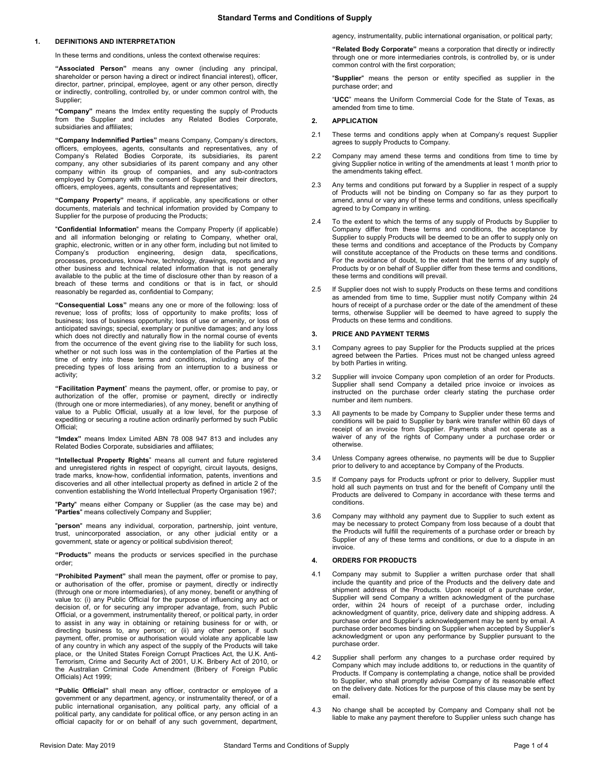# Standard Terms and Conditions of Supply

## 1. DEFINITIONS AND INTERPRETATION

In these terms and conditions, unless the context otherwise requires:

**"Associated Person"** means any owner (including any principal, shareholder or person having a direct or indirect financial interest), officer, director, partner, principal, employee, agent or any other person, directly or indirectly, controlling, controlled by, or under common control with, the Supplier;

**"Company"** means the Imdex entity requesting the supply of Products from the Supplier and includes any Related Bodies Corporate, subsidiaries and affiliates;

**"Company Indemnified Parties"** means Company, Company's directors, officers, employees, agents, consultants and representatives, any of Company's Related Bodies Corporate, its subsidiaries, its parent company, any other subsidiaries of its parent company and any other company within its group of companies, and any sub-contractors employed by Company with the consent of Supplier and their directors, officers, employees, agents, consultants and representatives;

**"Company Property"** means, if applicable, any specifications or other documents, materials and technical information provided by Company to Supplier for the purpose of producing the Products;

"**Confidential Information**" means the Company Property (if applicable) and all information belonging or relating to Company, whether oral, graphic, electronic, written or in any other form, including but not limited to Company's production engineering, design data, specifications, processes, procedures, know-how, technology, drawings, reports and any other business and technical related information that is not generally available to the public at the time of disclosure other than by reason of a breach of these terms and conditions or that is in fact, or should reasonably be regarded as, confidential to Company;

**"Consequential Loss"** means any one or more of the following: loss of revenue; loss of profits; loss of opportunity to make profits; loss of business; loss of business opportunity; loss of use or amenity, or loss of anticipated savings; special, exemplary or punitive damages; and any loss which does not directly and naturally flow in the normal course of events from the occurrence of the event giving rise to the liability for such loss, whether or not such loss was in the contemplation of the Parties at the time of entry into these terms and conditions, including any of the preceding types of loss arising from an interruption to a business or activity;

**"Facilitation Payment"** means the payment, offer, or promise to pay, or authorization of the offer, promise or payment, directly or indirectly (through one or more intermediaries), of any money, benefit or anything of value to a Public Official, usually at a low level, for the purpose of expediting or securing a routine action ordinarily performed by such Public Official;

**"Imdex"** means Imdex Limited ABN 78 008 947 813 and includes any Related Bodies Corporate, subsidiaries and affiliates;

**"Intellectual Property Rights"** means all current and future registered and unregistered rights in respect of copyright, circuit layouts, designs, trade marks, know-how, confidential information, patents, inventions and discoveries and all other intellectual property as defined in article 2 of the convention establishing the World Intellectual Property Organisation 1967;

"**Party**" means either Company or Supplier (as the case may be) and "**Parties**" means collectively Company and Supplier;

"**person**" means any individual, corporation, partnership, joint venture, trust, unincorporated association, or any other judicial entity or a government, state or agency or political subdivision thereof;

**"Products"** means the products or services specified in the purchase order;

**"Prohibited Payment"** shall mean the payment, offer or promise to pay, or authorisation of the offer, promise or payment, directly or indirectly (through one or more intermediaries), of any money, benefit or anything of value to: (i) any Public Official for the purpose of influencing any act or decision of, or for securing any improper advantage, from, such Public Official, or a government, instrumentality thereof, or political party, in order to assist in any way in obtaining or retaining business for or with, or directing business to, any person; or (ii) any other person, if such payment, offer, promise or authorisation would violate any applicable law of any country in which any aspect of the supply of the Products will take place, or the United States Foreign Corrupt Practices Act, the U.K. Anti-Terrorism, Crime and Security Act of 2001, U.K. Bribery Act of 2010, or the Australian Criminal Code Amendment (Bribery of Foreign Public Officials) Act 1999;

**"Public Official"** shall mean any officer, contractor or employee of a government or any department, agency, or instrumentality thereof, or of a public international organisation, any political party, any official of a political party, any candidate for political office, or any person acting in an official capacity for or on behalf of any such government, department, agency, instrumentality, public international organisation, or political party;

**"Related Body Corporate"** means a corporation that directly or indirectly through one or more intermediaries controls, is controlled by, or is under common control with the first corporation;

"**Supplier**" means the person or entity specified as supplier in the purchase order; and

"**UCC**" means the Uniform Commercial Code for the State of Texas, as amended from time to time.

## 2. APPLICATION

2.1 These terms and conditions apply when at Company's request Supplier agrees to supply Products to Company.

2.2 Company may amend these terms and conditions from time to time by giving Supplier notice in writing of the amendments at least 1 month prior to the amendments taking effect.

2.3 Any terms and conditions put forward by a Supplier in respect of a supply of Products will not be binding on Company so far as they purport to amend, annul or vary any of these terms and conditions, unless specifically agreed to by Company in writing.

2.4 To the extent to which the terms of any supply of Products by Supplier to Company differ from these terms and conditions, the acceptance by Supplier to supply Products will be deemed to be an offer to supply only on these terms and conditions and acceptance of the Products by Company will constitute acceptance of the Products on these terms and conditions. For the avoidance of doubt, to the extent that the terms of any supply of Products by or on behalf of Supplier differ from these terms and conditions, these terms and conditions will prevail.

2.5 If Supplier does not wish to supply Products on these terms and conditions as amended from time to time, Supplier must notify Company within 24 hours of receipt of a purchase order or the date of the amendment of these terms, otherwise Supplier will be deemed to have agreed to supply the Products on these terms and conditions.

## 3. PRICE AND PAYMENT TERMS

3.1 Company agrees to pay Supplier for the Products supplied at the prices agreed between the Parties. Prices must not be changed unless agreed by both Parties in writing.

3.2 Supplier will invoice Company upon completion of an order for Products. Supplier shall send Company a detailed price invoice or invoices as instructed on the purchase order clearly stating the purchase order number and item numbers.

3.3 All payments to be made by Company to Supplier under these terms and conditions will be paid to Supplier by bank wire transfer within 60 days of receipt of an invoice from Supplier. Payments shall not operate as a waiver of any of the rights of Company under a purchase order or otherwise.

3.4 Unless Company agrees otherwise, no payments will be due to Supplier prior to delivery to and acceptance by Company of the Products.

3.5 If Company pays for Products upfront or prior to delivery, Supplier must hold all such payments on trust and for the benefit of Company until the Products are delivered to Company in accordance with these terms and conditions.

3.6 Company may withhold any payment due to Supplier to such extent as may be necessary to protect Company from loss because of a doubt that the Products will fulfill the requirements of a purchase order or breach by Supplier of any of these terms and conditions, or due to a dispute in an invoice.

## 4. ORDERS FOR PRODUCTS

4.1 Company may submit to Supplier a written purchase order that shall include the quantity and price of the Products and the delivery date and shipment address of the Products. Upon receipt of a purchase order, Supplier will send Company a written acknowledgment of the purchase order, within 24 hours of receipt of a purchase order, including acknowledgment of quantity, price, delivery date and shipping address. A purchase order and Supplier's acknowledgement may be sent by email. A purchase order becomes binding on Supplier when accepted by Supplier's acknowledgment or upon any performance by Supplier pursuant to the purchase order.

4.2 Supplier shall perform any changes to a purchase order required by Company which may include additions to, or reductions in the quantity of Products. If Company is contemplating a change, notice shall be provided to Supplier, who shall promptly advise Company of its reasonable effect on the delivery date. Notices for the purpose of this clause may be sent by email.

4.3 No change shall be accepted by Company and Company shall not be liable to make any payment therefore to Supplier unless such change has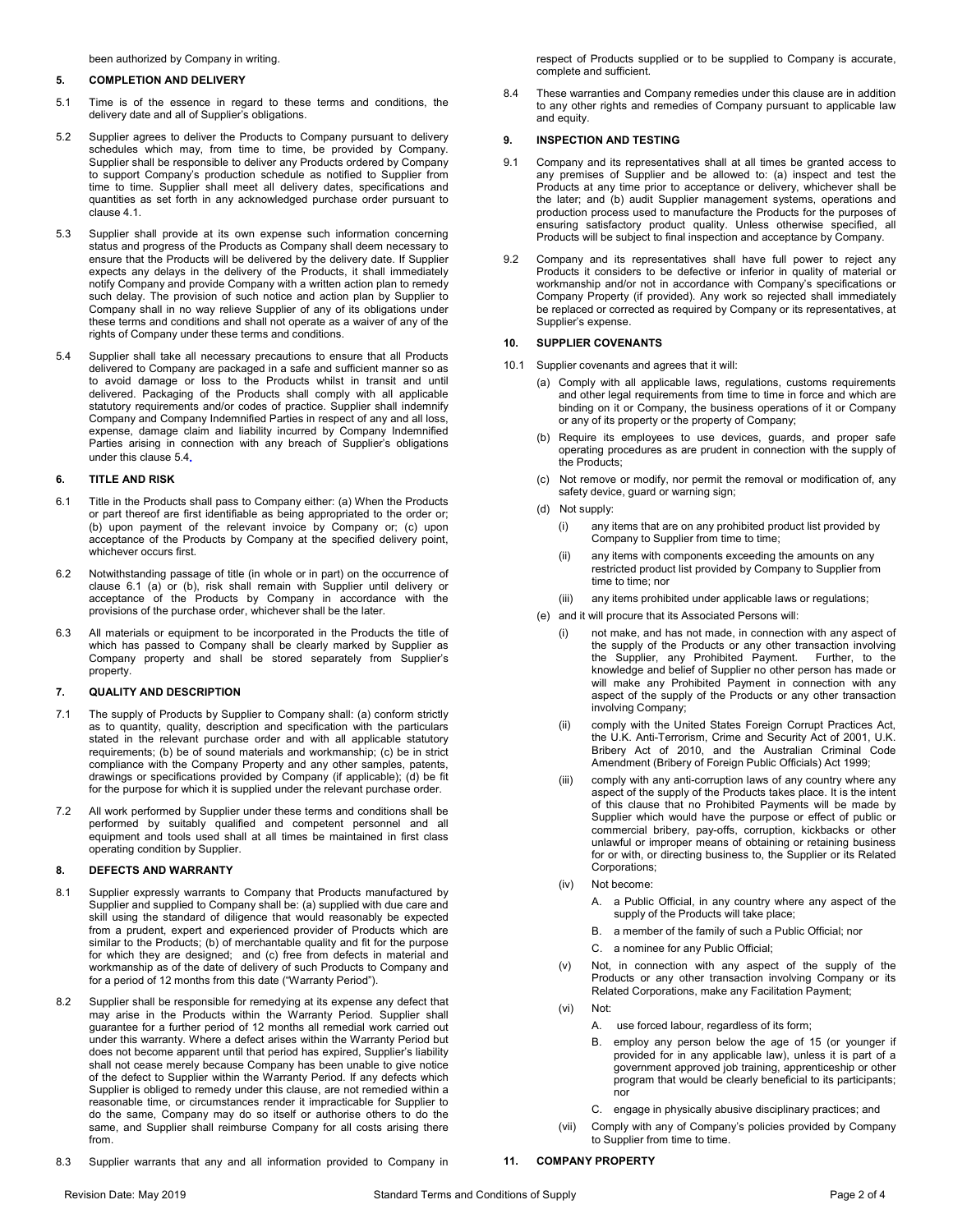been authorized by Company in writing.

## 5. COMPLETION AND DELIVERY

5.1 Time is of the essence in regard to these terms and conditions, the delivery date and all of Supplier's obligations.

5.2 Supplier agrees to deliver the Products to Company pursuant to delivery schedules which may, from time to time, be provided by Company. Supplier shall be responsible to deliver any Products ordered by Company to support Company's production schedule as notified to Supplier from time to time. Supplier shall meet all delivery dates, specifications and quantities as set forth in any acknowledged purchase order pursuant to clause 4.1.

5.3 Supplier shall provide at its own expense such information concerning status and progress of the Products as Company shall deem necessary to ensure that the Products will be delivered by the delivery date. If Supplier expects any delays in the delivery of the Products, it shall immediately notify Company and provide Company with a written action plan to remedy such delay. The provision of such notice and action plan by Supplier to Company shall in no way relieve Supplier of any of its obligations under these terms and conditions and shall not operate as a waiver of any of the rights of Company under these terms and conditions.

5.4 Supplier shall take all necessary precautions to ensure that all Products delivered to Company are packaged in a safe and sufficient manner so as to avoid damage or loss to the Products whilst in transit and until delivered. Packaging of the Products shall comply with all applicable statutory requirements and/or codes of practice. Supplier shall indemnify Company and Company Indemnified Parties in respect of any and all loss, expense, damage claim and liability incurred by Company Indemnified Parties arising in connection with any breach of Supplier's obligations under this clause 5.4.

## 6. TITLE AND RISK

6.1 Title in the Products shall pass to Company either: (a) When the Products or part thereof are first identifiable as being appropriated to the order or; (b) upon payment of the relevant invoice by Company or; (c) upon acceptance of the Products by Company at the specified delivery point, whichever occurs first.

6.2 Notwithstanding passage of title (in whole or in part) on the occurrence of clause 6.1 (a) or (b), risk shall remain with Supplier until delivery or acceptance of the Products by Company in accordance with the provisions of the purchase order, whichever shall be the later.

6.3 All materials or equipment to be incorporated in the Products the title of which has passed to Company shall be clearly marked by Supplier as Company property and shall be stored separately from Supplier's property.

## 7. QUALITY AND DESCRIPTION

7.1 The supply of Products by Supplier to Company shall: (a) conform strictly as to quantity, quality, description and specification with the particulars stated in the relevant purchase order and with all applicable statutory requirements; (b) be of sound materials and workmanship; (c) be in strict compliance with the Company Property and any other samples, patents, drawings or specifications provided by Company (if applicable); (d) be fit for the purpose for which it is supplied under the relevant purchase order.

7.2 All work performed by Supplier under these terms and conditions shall be performed by suitably qualified and competent personnel and all equipment and tools used shall at all times be maintained in first class operating condition by Supplier.

## 8. DEFECTS AND WARRANTY

8.1 Supplier expressly warrants to Company that Products manufactured by Supplier and supplied to Company shall be: (a) supplied with due care and skill using the standard of diligence that would reasonably be expected from a prudent, expert and experienced provider of Products which are similar to the Products; (b) of merchantable quality and fit for the purpose for which they are designed; and (c) free from defects in material and workmanship as of the date of delivery of such Products to Company and for a period of 12 months from this date ("Warranty Period").

8.2 Supplier shall be responsible for remedying at its expense any defect that may arise in the Products within the Warranty Period. Supplier shall guarantee for a further period of 12 months all remedial work carried out under this warranty. Where a defect arises within the Warranty Period but does not become apparent until that period has expired, Supplier's liability shall not cease merely because Company has been unable to give notice of the defect to Supplier within the Warranty Period. If any defects which Supplier is obliged to remedy under this clause, are not remedied within a reasonable time, or circumstances render it impracticable for Supplier to do the same, Company may do so itself or authorise others to do the same, and Supplier shall reimburse Company for all costs arising there from.

8.3 Supplier warrants that any and all information provided to Company in respect of Products supplied or to be supplied to Company is accurate, complete and sufficient.

8.4 These warranties and Company remedies under this clause are in addition to any other rights and remedies of Company pursuant to applicable law and equity.

## 9. INSPECTION AND TESTING

9.1 Company and its representatives shall at all times be granted access to any premises of Supplier and be allowed to: (a) inspect and test the Products at any time prior to acceptance or delivery, whichever shall be the later; and (b) audit Supplier management systems, operations and production process used to manufacture the Products for the purposes of ensuring satisfactory product quality. Unless otherwise specified, all Products will be subject to final inspection and acceptance by Company.

9.2 Company and its representatives shall have full power to reject any Products it considers to be defective or inferior in quality of material or workmanship and/or not in accordance with Company's specifications or Company Property (if provided). Any work so rejected shall immediately be replaced or corrected as required by Company or its representatives, at Supplier's expense.

## 10. SUPPLIER COVENANTS

10.1 Supplier covenants and agrees that it will:

(a) Comply with all applicable laws, regulations, customs requirements and other legal requirements from time to time in force and which are binding on it or Company, the business operations of it or Company or any of its property or the property of Company;

(b) Require its employees to use devices, guards, and proper safe operating procedures as are prudent in connection with the supply of the Products;

(c) Not remove or modify, nor permit the removal or modification of, any safety device, guard or warning sign;

(d) Not supply:

(i) any items that are on any prohibited product list provided by Company to Supplier from time to time;

(ii) any items with components exceeding the amounts on any restricted product list provided by Company to Supplier from time to time; nor

(iii) any items prohibited under applicable laws or regulations;

(e) and it will procure that its Associated Persons will:

(i) not make, and has not made, in connection with any aspect of the supply of the Products or any other transaction involving the Supplier, any Prohibited Payment. Further, to the knowledge and belief of Supplier no other person has made or will make any Prohibited Payment in connection with any aspect of the supply of the Products or any other transaction involving Company;

(ii) comply with the United States Foreign Corrupt Practices Act, the U.K. Anti-Terrorism, Crime and Security Act of 2001, U.K. Bribery Act of 2010, and the Australian Criminal Code Amendment (Bribery of Foreign Public Officials) Act 1999;

(iii) comply with any anti-corruption laws of any country where any aspect of the supply of the Products takes place. It is the intent of this clause that no Prohibited Payments will be made by Supplier which would have the purpose or effect of public or commercial bribery, pay-offs, corruption, kickbacks or other unlawful or improper means of obtaining or retaining business for or with, or directing business to, the Supplier or its Related Corporations;

(iv) Not become:

A. a Public Official, in any country where any aspect of the supply of the Products will take place;

B. a member of the family of such a Public Official; nor

C. a nominee for any Public Official;

(v) Not, in connection with any aspect of the supply of the Products or any other transaction involving Company or its Related Corporations, make any Facilitation Payment;

(vi) Not:

A. use forced labour, regardless of its form;

B. employ any person below the age of 15 (or younger if provided for in any applicable law), unless it is part of a government approved job training, apprenticeship or other program that would be clearly beneficial to its participants; nor

C. engage in physically abusive disciplinary practices; and

(vii) Comply with any of Company's policies provided by Company to Supplier from time to time.

## 11. COMPANY PROPERTY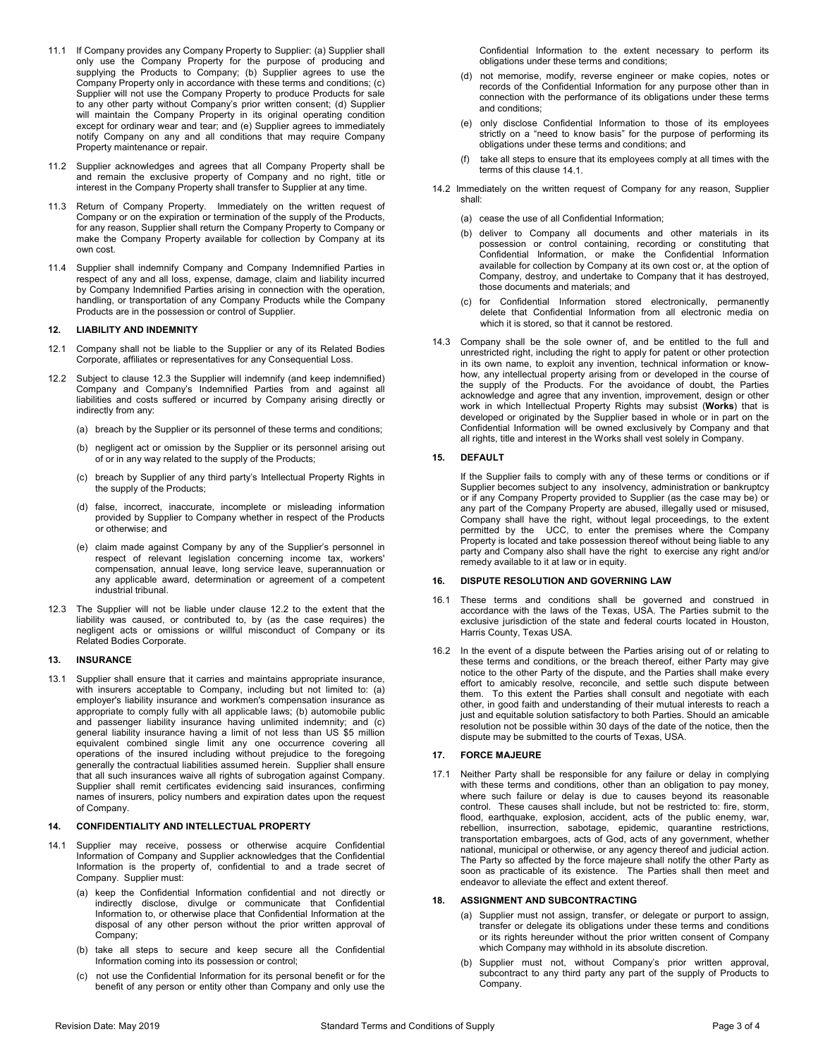11.1 If Company provides any Company Property to Supplier: (a) Supplier shall only use the Company Property for the purpose of producing and supplying the Products to Company; (b) Supplier agrees to use the Company Property only in accordance with these terms and conditions; (c) Supplier will not use the Company Property to produce Products for sale to any other party without Company's prior written consent; (d) Supplier will maintain the Company Property in its original operating condition except for ordinary wear and tear; and (e) Supplier agrees to immediately notify Company on any and all conditions that may require Company Property maintenance or repair.

11.2 Supplier acknowledges and agrees that all Company Property shall be and remain the exclusive property of Company and no right, title or interest in the Company Property shall transfer to Supplier at any time.

11.3 Return of Company Property. Immediately on the written request of Company or on the expiration or termination of the supply of the Products, for any reason, Supplier shall return the Company Property to Company or make the Company Property available for collection by Company at its own cost.

11.4 Supplier shall indemnify Company and Company Indemnified Parties in respect of any and all loss, expense, damage, claim and liability incurred by Company Indemnified Parties arising in connection with the operation, handling, or transportation of any Company Products while the Company Products are in the possession or control of Supplier.

## 12. LIABILITY AND INDEMNITY

12.1 Company shall not be liable to the Supplier or any of its Related Bodies Corporate, affiliates or representatives for any Consequential Loss.

12.2 Subject to clause 12.3 the Supplier will indemnify (and keep indemnified) Company and Company's Indemnified Parties from and against all liabilities and costs suffered or incurred by Company arising directly or indirectly from any:

- (a) breach by the Supplier or its personnel of these terms and conditions;
- (b) negligent act or omission by the Supplier or its personnel arising out of or in any way related to the supply of the Products;
- (c) breach by Supplier of any third party's Intellectual Property Rights in the supply of the Products;
- (d) false, incorrect, inaccurate, incomplete or misleading information provided by Supplier to Company whether in respect of the Products or otherwise; and
- (e) claim made against Company by any of the Supplier's personnel in respect of relevant legislation concerning income tax, workers' compensation, annual leave, long service leave, superannuation or any applicable award, determination or agreement of a competent industrial tribunal.

12.3 The Supplier will not be liable under clause 12.2 to the extent that the liability was caused, or contributed to, by (as the case requires) the negligent acts or omissions or willful misconduct of Company or its Related Bodies Corporate.

## 13. INSURANCE

13.1 Supplier shall ensure that it carries and maintains appropriate insurance, with insurers acceptable to Company, including but not limited to: (a) employer's liability insurance and workmen's compensation insurance as appropriate to comply fully with all applicable laws; (b) automobile public and passenger liability insurance having unlimited indemnity; and (c) general liability insurance having a limit of not less than US $5 million equivalent combined single limit any one occurrence covering all operations of the insured including without prejudice to the foregoing generally the contractual liabilities assumed herein. Supplier shall ensure that all such insurances waive all rights of subrogation against Company. Supplier shall remit certificates evidencing said insurances, confirming names of insurers, policy numbers and expiration dates upon the request of Company.

## 14. CONFIDENTIALITY AND INTELLECTUAL PROPERTY

14.1 Supplier may receive, possess or otherwise acquire Confidential Information of Company and Supplier acknowledges that the Confidential Information is the property of, confidential to and a trade secret of Company. Supplier must:

- (a) keep the Confidential Information confidential and not directly or indirectly disclose, divulge or communicate that Confidential Information to, or otherwise place that Confidential Information at the disposal of any other person without the prior written approval of Company;
- (b) take all steps to secure and keep secure all the Confidential Information coming into its possession or control;
- (c) not use the Confidential Information for its personal benefit or for the benefit of any person or entity other than Company and only use the Confidential Information to the extent necessary to perform its obligations under these terms and conditions;
- (d) not memorise, modify, reverse engineer or make copies, notes or records of the Confidential Information for any purpose other than in connection with the performance of its obligations under these terms and conditions;
- (e) only disclose Confidential Information to those of its employees strictly on a "need to know basis" for the purpose of performing its obligations under these terms and conditions; and
- (f) take all steps to ensure that its employees comply at all times with the terms of this clause 14.1.

14.2 Immediately on the written request of Company for any reason, Supplier shall:

- (a) cease the use of all Confidential Information;
- (b) deliver to Company all documents and other materials in its possession or control containing, recording or constituting that Confidential Information, or make the Confidential Information available for collection by Company at its own cost or, at the option of Company, destroy, and undertake to Company that it has destroyed, those documents and materials; and
- (c) for Confidential Information stored electronically, permanently delete that Confidential Information from all electronic media on which it is stored, so that it cannot be restored.

14.3 Company shall be the sole owner of, and be entitled to the full and unrestricted right, including the right to apply for patent or other protection in its own name, to exploit any invention, technical information or know-how, any intellectual property arising from or developed in the course of the supply of the Products. For the avoidance of doubt, the Parties acknowledge and agree that any invention, improvement, design or other work in which Intellectual Property Rights may subsist (**Works**) that is developed or originated by the Supplier based in whole or in part on the Confidential Information will be owned exclusively by Company and that all rights, title and interest in the Works shall vest solely in Company.

## 15. DEFAULT

If the Supplier fails to comply with any of these terms or conditions or if Supplier becomes subject to any insolvency, administration or bankruptcy or if any Company Property provided to Supplier (as the case may be) or any part of the Company Property are abused, illegally used or misused, Company shall have the right, without legal proceedings, to the extent permitted by the UCC, to enter the premises where the Company Property is located and take possession thereof without being liable to any party and Company also shall have the right to exercise any right and/or remedy available to it at law or in equity.

## 16. DISPUTE RESOLUTION AND GOVERNING LAW

16.1 These terms and conditions shall be governed and construed in accordance with the laws of the Texas, USA. The Parties submit to the exclusive jurisdiction of the state and federal courts located in Houston, Harris County, Texas USA.

16.2 In the event of a dispute between the Parties arising out of or relating to these terms and conditions, or the breach thereof, either Party may give notice to the other Party of the dispute, and the Parties shall make every effort to amicably resolve, reconcile, and settle such dispute between them. To this extent the Parties shall consult and negotiate with each other, in good faith and understanding of their mutual interests to reach a just and equitable solution satisfactory to both Parties. Should an amicable resolution not be possible within 30 days of the date of the notice, then the dispute may be submitted to the courts of Texas, USA.

## 17. FORCE MAJEURE

17.1 Neither Party shall be responsible for any failure or delay in complying with these terms and conditions, other than an obligation to pay money, where such failure or delay is due to causes beyond its reasonable control. These causes shall include, but not be restricted to: fire, storm, flood, earthquake, explosion, accident, acts of the public enemy, war, rebellion, insurrection, sabotage, epidemic, quarantine restrictions, transportation embargoes, acts of God, acts of any government, whether national, municipal or otherwise, or any agency thereof and judicial action. The Party so affected by the force majeure shall notify the other Party as soon as practicable of its existence. The Parties shall then meet and endeavor to alleviate the effect and extent thereof.

## 18. ASSIGNMENT AND SUBCONTRACTING

- (a) Supplier must not assign, transfer, or delegate or purport to assign, transfer or delegate its obligations under these terms and conditions or its rights hereunder without the prior written consent of Company which Company may withhold in its absolute discretion.
- (b) Supplier must not, without Company's prior written approval, subcontract to any third party any part of the supply of Products to Company.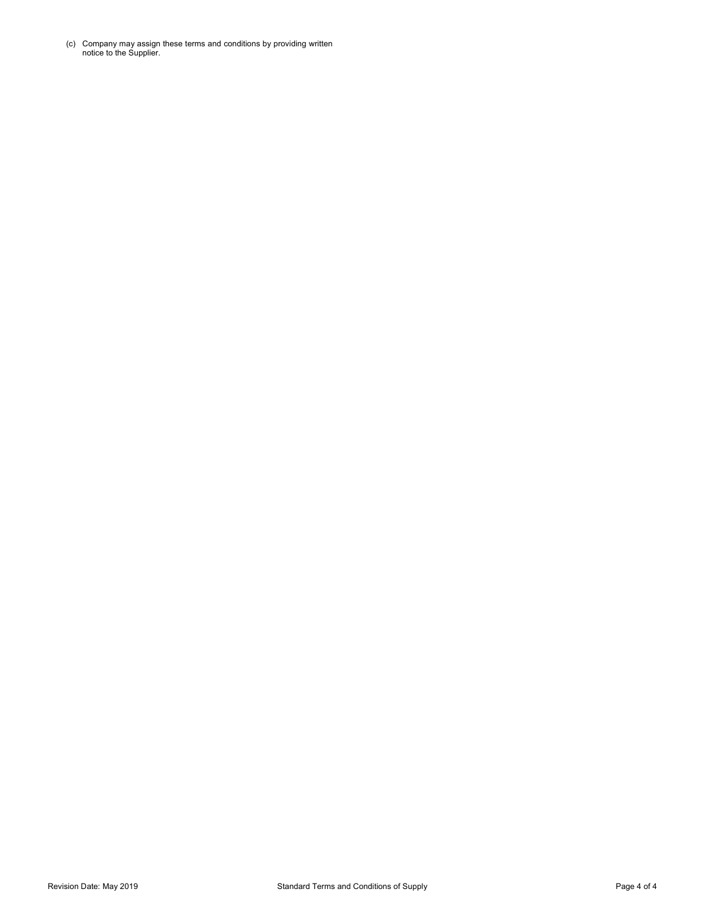(c) Company may assign these terms and conditions by providing written notice to the Supplier.